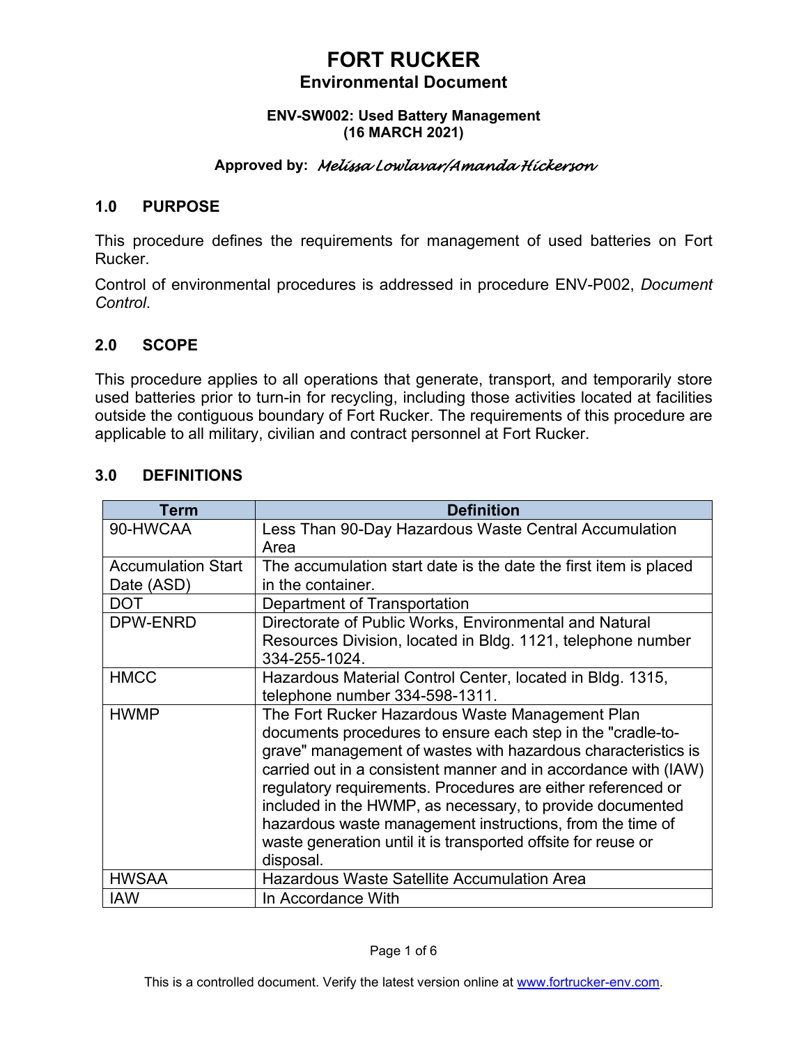# FORT RUCKER

## Environmental Document

**ENV-SW002: Used Battery Management**
**(16 MARCH 2021)**

**Approved by:** *Melissa Lowlavar/Amanda Hickerson*

## 1.0 PURPOSE

This procedure defines the requirements for management of used batteries on Fort Rucker.

Control of environmental procedures is addressed in procedure ENV-P002, *Document Control*.

## 2.0 SCOPE

This procedure applies to all operations that generate, transport, and temporarily store used batteries prior to turn-in for recycling, including those activities located at facilities outside the contiguous boundary of Fort Rucker. The requirements of this procedure are applicable to all military, civilian and contract personnel at Fort Rucker.

## 3.0 DEFINITIONS

| Term | Definition |
|---|---|
| 90-HWCAA | Less Than 90-Day Hazardous Waste Central Accumulation Area |
| Accumulation Start Date (ASD) | The accumulation start date is the date the first item is placed in the container. |
| DOT | Department of Transportation |
| DPW-ENRD | Directorate of Public Works, Environmental and Natural Resources Division, located in Bldg. 1121, telephone number 334-255-1024. |
| HMCC | Hazardous Material Control Center, located in Bldg. 1315, telephone number 334-598-1311. |
| HWMP | The Fort Rucker Hazardous Waste Management Plan documents procedures to ensure each step in the "cradle-to-grave" management of wastes with hazardous characteristics is carried out in a consistent manner and in accordance with (IAW) regulatory requirements. Procedures are either referenced or included in the HWMP, as necessary, to provide documented hazardous waste management instructions, from the time of waste generation until it is transported offsite for reuse or disposal. |
| HWSAA | Hazardous Waste Satellite Accumulation Area |
| IAW | In Accordance With |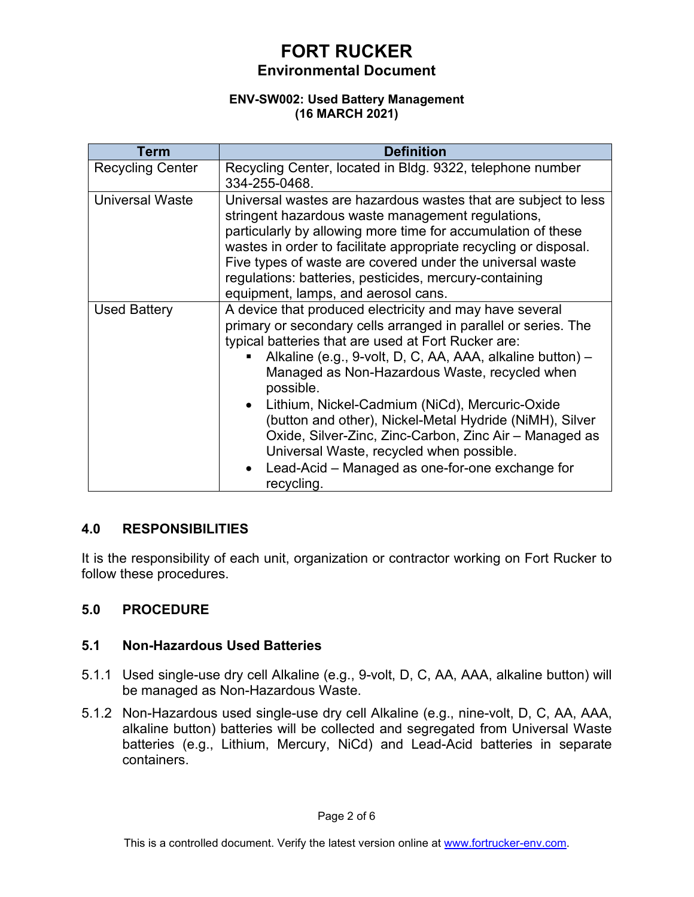| Term | Definition |
| --- | --- |
| Recycling Center | Recycling Center, located in Bldg. 9322, telephone number 334-255-0468. |
| Universal Waste | Universal wastes are hazardous wastes that are subject to less stringent hazardous waste management regulations, particularly by allowing more time for accumulation of these wastes in order to facilitate appropriate recycling or disposal. Five types of waste are covered under the universal waste regulations: batteries, pesticides, mercury-containing equipment, lamps, and aerosol cans. |
| Used Battery | A device that produced electricity and may have several primary or secondary cells arranged in parallel or series. The typical batteries that are used at Fort Rucker are: <br>▪ Alkaline (e.g., 9-volt, D, C, AA, AAA, alkaline button) – Managed as Non-Hazardous Waste, recycled when possible. <br>• Lithium, Nickel-Cadmium (NiCd), Mercuric-Oxide (button and other), Nickel-Metal Hydride (NiMH), Silver Oxide, Silver-Zinc, Zinc-Carbon, Zinc Air – Managed as Universal Waste, recycled when possible. <br>• Lead-Acid – Managed as one-for-one exchange for recycling. |

## 4.0 RESPONSIBILITIES

It is the responsibility of each unit, organization or contractor working on Fort Rucker to follow these procedures.

## 5.0 PROCEDURE

### 5.1 Non-Hazardous Used Batteries

5.1.1 Used single-use dry cell Alkaline (e.g., 9-volt, D, C, AA, AAA, alkaline button) will be managed as Non-Hazardous Waste.

5.1.2 Non-Hazardous used single-use dry cell Alkaline (e.g., nine-volt, D, C, AA, AAA, alkaline button) batteries will be collected and segregated from Universal Waste batteries (e.g., Lithium, Mercury, NiCd) and Lead-Acid batteries in separate containers.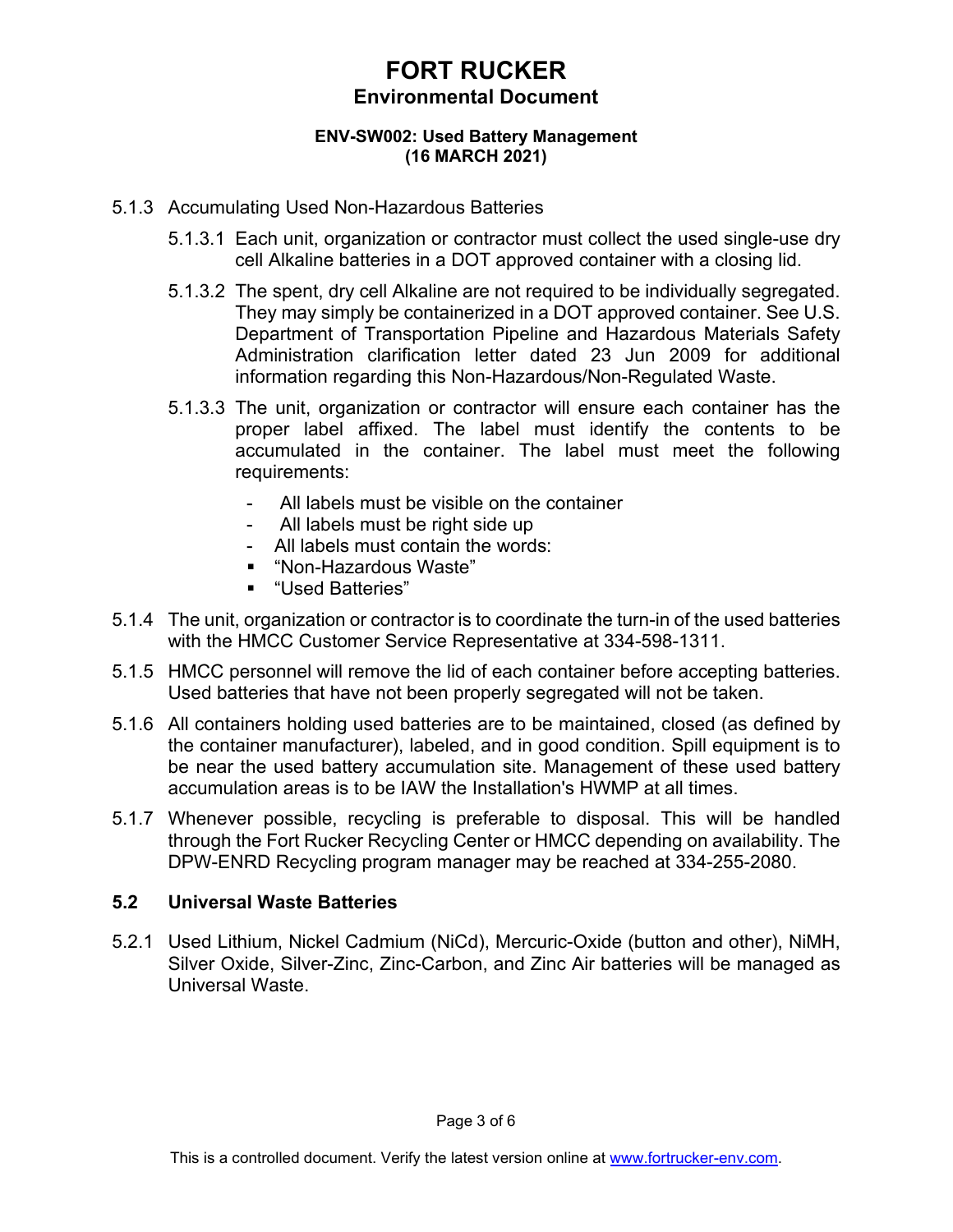5.1.3 Accumulating Used Non-Hazardous Batteries

5.1.3.1 Each unit, organization or contractor must collect the used single-use dry cell Alkaline batteries in a DOT approved container with a closing lid.

5.1.3.2 The spent, dry cell Alkaline are not required to be individually segregated. They may simply be containerized in a DOT approved container. See U.S. Department of Transportation Pipeline and Hazardous Materials Safety Administration clarification letter dated 23 Jun 2009 for additional information regarding this Non-Hazardous/Non-Regulated Waste.

5.1.3.3 The unit, organization or contractor will ensure each container has the proper label affixed. The label must identify the contents to be accumulated in the container. The label must meet the following requirements:

- All labels must be visible on the container
- All labels must be right side up
- All labels must contain the words:
  - "Non-Hazardous Waste"
  - "Used Batteries"

5.1.4 The unit, organization or contractor is to coordinate the turn-in of the used batteries with the HMCC Customer Service Representative at 334-598-1311.

5.1.5 HMCC personnel will remove the lid of each container before accepting batteries. Used batteries that have not been properly segregated will not be taken.

5.1.6 All containers holding used batteries are to be maintained, closed (as defined by the container manufacturer), labeled, and in good condition. Spill equipment is to be near the used battery accumulation site. Management of these used battery accumulation areas is to be IAW the Installation's HWMP at all times.

5.1.7 Whenever possible, recycling is preferable to disposal. This will be handled through the Fort Rucker Recycling Center or HMCC depending on availability. The DPW-ENRD Recycling program manager may be reached at 334-255-2080.

## 5.2 Universal Waste Batteries

5.2.1 Used Lithium, Nickel Cadmium (NiCd), Mercuric-Oxide (button and other), NiMH, Silver Oxide, Silver-Zinc, Zinc-Carbon, and Zinc Air batteries will be managed as Universal Waste.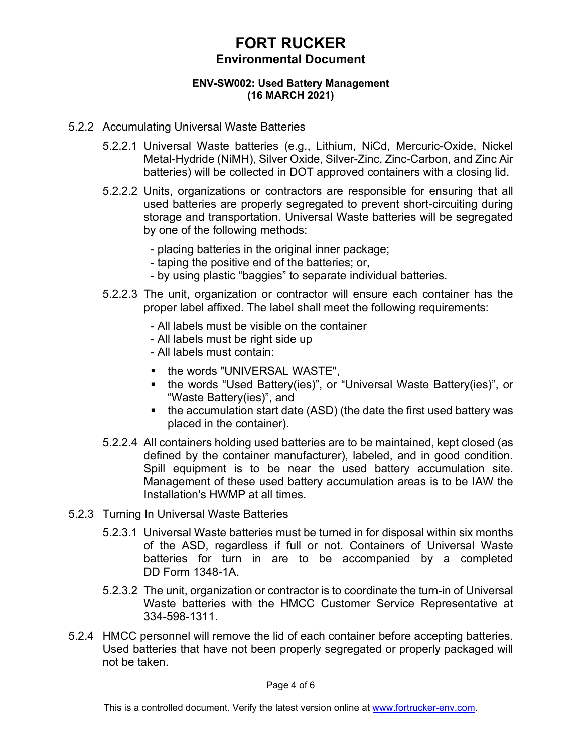5.2.2 Accumulating Universal Waste Batteries

5.2.2.1 Universal Waste batteries (e.g., Lithium, NiCd, Mercuric-Oxide, Nickel Metal-Hydride (NiMH), Silver Oxide, Silver-Zinc, Zinc-Carbon, and Zinc Air batteries) will be collected in DOT approved containers with a closing lid.

5.2.2.2 Units, organizations or contractors are responsible for ensuring that all used batteries are properly segregated to prevent short-circuiting during storage and transportation. Universal Waste batteries will be segregated by one of the following methods:

- placing batteries in the original inner package;
- taping the positive end of the batteries; or,
- by using plastic “baggies” to separate individual batteries.

5.2.2.3 The unit, organization or contractor will ensure each container has the proper label affixed. The label shall meet the following requirements:

- All labels must be visible on the container
- All labels must be right side up
- All labels must contain:
  - the words "UNIVERSAL WASTE",
  - the words “Used Battery(ies)”, or “Universal Waste Battery(ies)”, or “Waste Battery(ies)”, and
  - the accumulation start date (ASD) (the date the first used battery was placed in the container).

5.2.2.4 All containers holding used batteries are to be maintained, kept closed (as defined by the container manufacturer), labeled, and in good condition. Spill equipment is to be near the used battery accumulation site. Management of these used battery accumulation areas is to be IAW the Installation's HWMP at all times.

5.2.3 Turning In Universal Waste Batteries

5.2.3.1 Universal Waste batteries must be turned in for disposal within six months of the ASD, regardless if full or not. Containers of Universal Waste batteries for turn in are to be accompanied by a completed DD Form 1348-1A.

5.2.3.2 The unit, organization or contractor is to coordinate the turn-in of Universal Waste batteries with the HMCC Customer Service Representative at 334-598-1311.

5.2.4 HMCC personnel will remove the lid of each container before accepting batteries. Used batteries that have not been properly segregated or properly packaged will not be taken.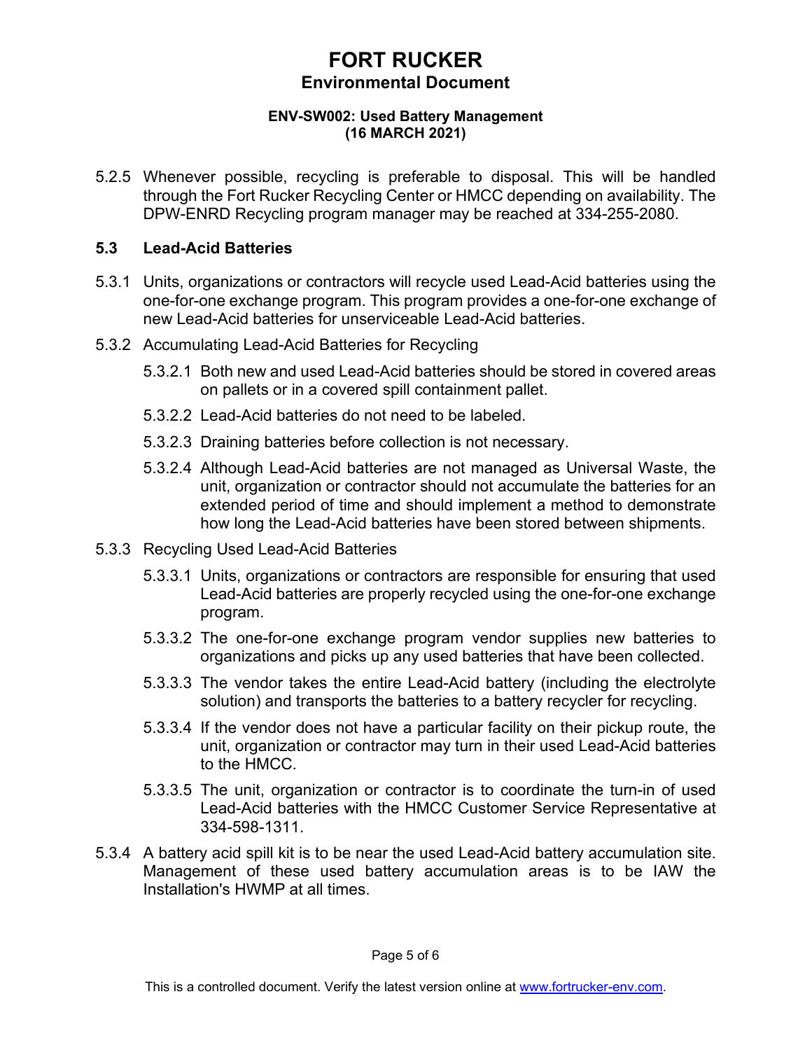5.2.5 Whenever possible, recycling is preferable to disposal. This will be handled through the Fort Rucker Recycling Center or HMCC depending on availability. The DPW-ENRD Recycling program manager may be reached at 334-255-2080.

### 5.3 Lead-Acid Batteries

5.3.1 Units, organizations or contractors will recycle used Lead-Acid batteries using the one-for-one exchange program. This program provides a one-for-one exchange of new Lead-Acid batteries for unserviceable Lead-Acid batteries.

5.3.2 Accumulating Lead-Acid Batteries for Recycling

- 5.3.2.1 Both new and used Lead-Acid batteries should be stored in covered areas on pallets or in a covered spill containment pallet.
- 5.3.2.2 Lead-Acid batteries do not need to be labeled.
- 5.3.2.3 Draining batteries before collection is not necessary.
- 5.3.2.4 Although Lead-Acid batteries are not managed as Universal Waste, the unit, organization or contractor should not accumulate the batteries for an extended period of time and should implement a method to demonstrate how long the Lead-Acid batteries have been stored between shipments.

5.3.3 Recycling Used Lead-Acid Batteries

- 5.3.3.1 Units, organizations or contractors are responsible for ensuring that used Lead-Acid batteries are properly recycled using the one-for-one exchange program.
- 5.3.3.2 The one-for-one exchange program vendor supplies new batteries to organizations and picks up any used batteries that have been collected.
- 5.3.3.3 The vendor takes the entire Lead-Acid battery (including the electrolyte solution) and transports the batteries to a battery recycler for recycling.
- 5.3.3.4 If the vendor does not have a particular facility on their pickup route, the unit, organization or contractor may turn in their used Lead-Acid batteries to the HMCC.
- 5.3.3.5 The unit, organization or contractor is to coordinate the turn-in of used Lead-Acid batteries with the HMCC Customer Service Representative at 334-598-1311.

5.3.4 A battery acid spill kit is to be near the used Lead-Acid battery accumulation site. Management of these used battery accumulation areas is to be IAW the Installation's HWMP at all times.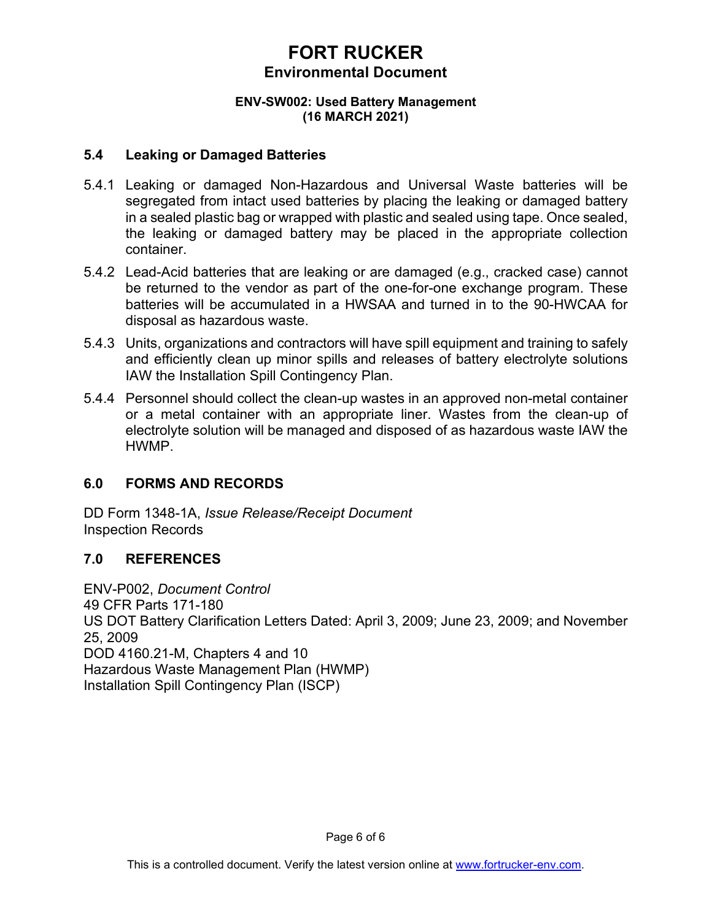## 5.4 Leaking or Damaged Batteries

5.4.1 Leaking or damaged Non-Hazardous and Universal Waste batteries will be segregated from intact used batteries by placing the leaking or damaged battery in a sealed plastic bag or wrapped with plastic and sealed using tape. Once sealed, the leaking or damaged battery may be placed in the appropriate collection container.

5.4.2 Lead-Acid batteries that are leaking or are damaged (e.g., cracked case) cannot be returned to the vendor as part of the one-for-one exchange program. These batteries will be accumulated in a HWSAA and turned in to the 90-HWCAA for disposal as hazardous waste.

5.4.3 Units, organizations and contractors will have spill equipment and training to safely and efficiently clean up minor spills and releases of battery electrolyte solutions IAW the Installation Spill Contingency Plan.

5.4.4 Personnel should collect the clean-up wastes in an approved non-metal container or a metal container with an appropriate liner. Wastes from the clean-up of electrolyte solution will be managed and disposed of as hazardous waste IAW the HWMP.

## 6.0 FORMS AND RECORDS

DD Form 1348-1A, *Issue Release/Receipt Document*
Inspection Records

## 7.0 REFERENCES

ENV-P002, *Document Control*
49 CFR Parts 171-180
US DOT Battery Clarification Letters Dated: April 3, 2009; June 23, 2009; and November 25, 2009
DOD 4160.21-M, Chapters 4 and 10
Hazardous Waste Management Plan (HWMP)
Installation Spill Contingency Plan (ISCP)